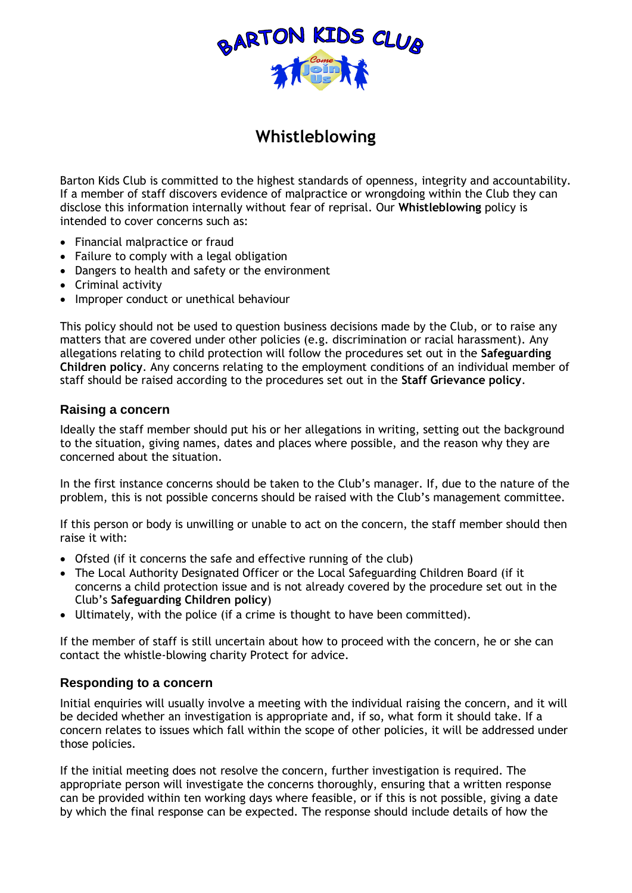# Whistleblowing

Barton Kids Club is committed to the highest standards of openness, integrity and accountability. If a member of staff discovers evidence of malpractice or wrongdoing within the Club they can disclose this information internally without fear of reprisal. Our **Whistleblowing** policy is intended to cover concerns such as:

- Financial malpractice or fraud
- Failure to comply with a legal obligation
- Dangers to health and safety or the environment
- Criminal activity
- Improper conduct or unethical behaviour

This policy should not be used to question business decisions made by the Club, or to raise any matters that are covered under other policies (e.g. discrimination or racial harassment). Any allegations relating to child protection will follow the procedures set out in the **Safeguarding Children policy**. Any concerns relating to the employment conditions of an individual member of staff should be raised according to the procedures set out in the **Staff Grievance policy**.

## Raising a concern

Ideally the staff member should put his or her allegations in writing, setting out the background to the situation, giving names, dates and places where possible, and the reason why they are concerned about the situation.

In the first instance concerns should be taken to the Club's manager. If, due to the nature of the problem, this is not possible concerns should be raised with the Club's management committee.

If this person or body is unwilling or unable to act on the concern, the staff member should then raise it with:

- Ofsted (if it concerns the safe and effective running of the club)
- The Local Authority Designated Officer or the Local Safeguarding Children Board (if it concerns a child protection issue and is not already covered by the procedure set out in the Club's **Safeguarding Children policy**)
- Ultimately, with the police (if a crime is thought to have been committed).

If the member of staff is still uncertain about how to proceed with the concern, he or she can contact the whistle-blowing charity Protect for advice.

## Responding to a concern

Initial enquiries will usually involve a meeting with the individual raising the concern, and it will be decided whether an investigation is appropriate and, if so, what form it should take. If a concern relates to issues which fall within the scope of other policies, it will be addressed under those policies.

If the initial meeting does not resolve the concern, further investigation is required. The appropriate person will investigate the concerns thoroughly, ensuring that a written response can be provided within ten working days where feasible, or if this is not possible, giving a date by which the final response can be expected. The response should include details of how the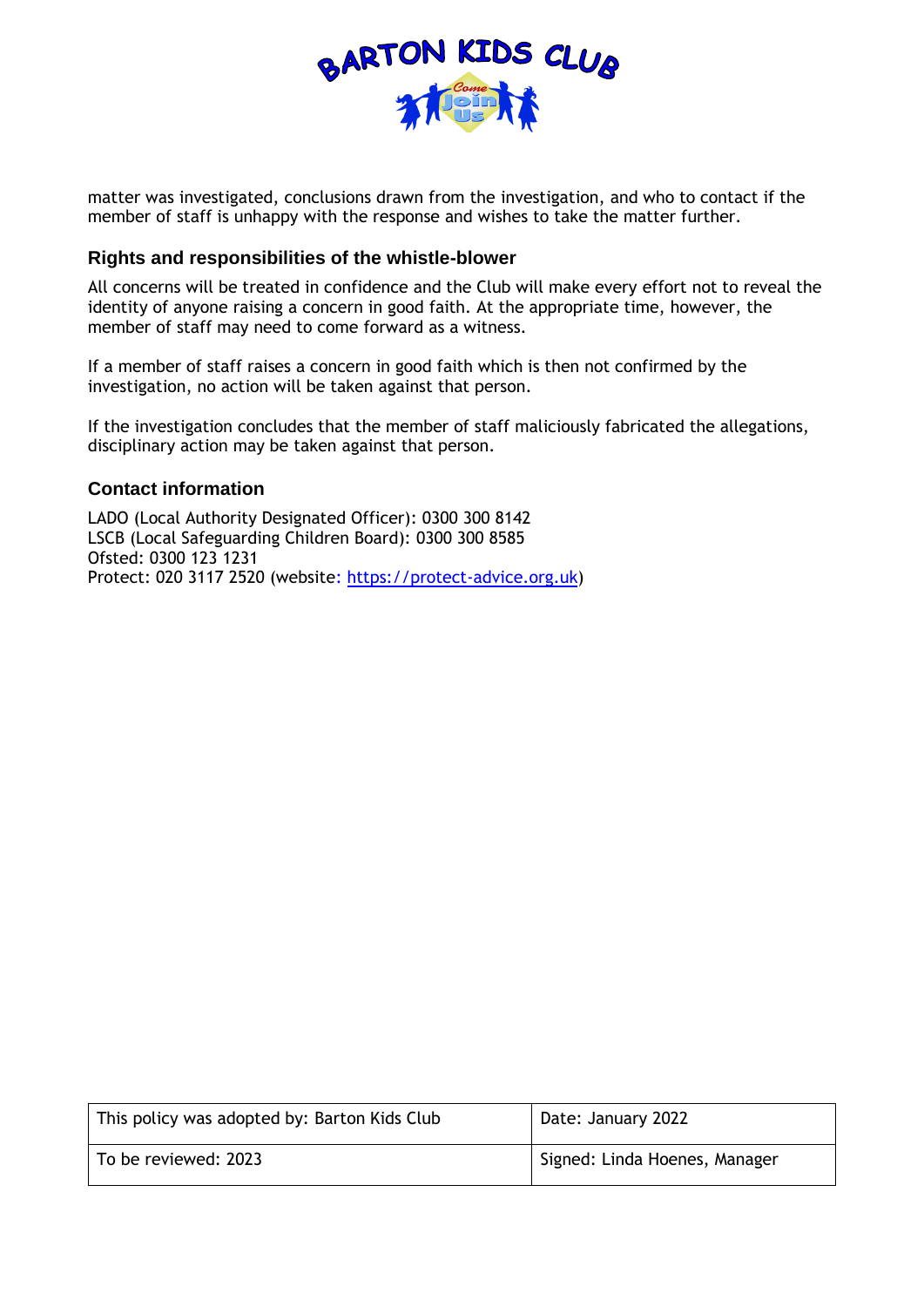matter was investigated, conclusions drawn from the investigation, and who to contact if the member of staff is unhappy with the response and wishes to take the matter further.

## Rights and responsibilities of the whistle-blower

All concerns will be treated in confidence and the Club will make every effort not to reveal the identity of anyone raising a concern in good faith. At the appropriate time, however, the member of staff may need to come forward as a witness.

If a member of staff raises a concern in good faith which is then not confirmed by the investigation, no action will be taken against that person.

If the investigation concludes that the member of staff maliciously fabricated the allegations, disciplinary action may be taken against that person.

## Contact information

LADO (Local Authority Designated Officer): 0300 300 8142
LSCB (Local Safeguarding Children Board): 0300 300 8585
Ofsted: 0300 123 1231
Protect: 020 3117 2520 (website: [https://protect-advice.org.uk](https://protect-advice.org.uk))

| | |
|---|---|
| This policy was adopted by: Barton Kids Club | Date: January 2022 |
| To be reviewed: 2023 | Signed: Linda Hoenes, Manager |